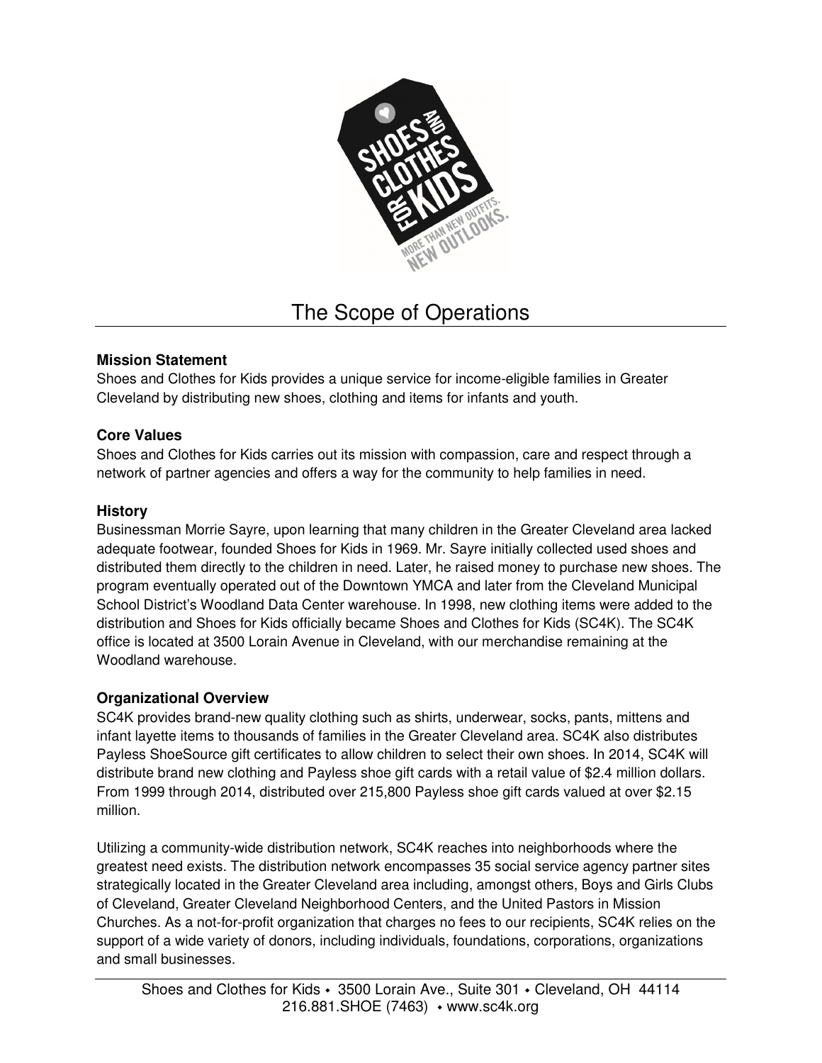# The Scope of Operations

## Mission Statement

Shoes and Clothes for Kids provides a unique service for income-eligible families in Greater Cleveland by distributing new shoes, clothing and items for infants and youth.

## Core Values

Shoes and Clothes for Kids carries out its mission with compassion, care and respect through a network of partner agencies and offers a way for the community to help families in need.

## History

Businessman Morrie Sayre, upon learning that many children in the Greater Cleveland area lacked adequate footwear, founded Shoes for Kids in 1969. Mr. Sayre initially collected used shoes and distributed them directly to the children in need. Later, he raised money to purchase new shoes. The program eventually operated out of the Downtown YMCA and later from the Cleveland Municipal School District's Woodland Data Center warehouse. In 1998, new clothing items were added to the distribution and Shoes for Kids officially became Shoes and Clothes for Kids (SC4K). The SC4K office is located at 3500 Lorain Avenue in Cleveland, with our merchandise remaining at the Woodland warehouse.

## Organizational Overview

SC4K provides brand-new quality clothing such as shirts, underwear, socks, pants, mittens and infant layette items to thousands of families in the Greater Cleveland area. SC4K also distributes Payless ShoeSource gift certificates to allow children to select their own shoes. In 2014, SC4K will distribute brand new clothing and Payless shoe gift cards with a retail value of $2.4 million dollars. From 1999 through 2014, distributed over 215,800 Payless shoe gift cards valued at over $2.15 million.

Utilizing a community-wide distribution network, SC4K reaches into neighborhoods where the greatest need exists. The distribution network encompasses 35 social service agency partner sites strategically located in the Greater Cleveland area including, amongst others, Boys and Girls Clubs of Cleveland, Greater Cleveland Neighborhood Centers, and the United Pastors in Mission Churches. As a not-for-profit organization that charges no fees to our recipients, SC4K relies on the support of a wide variety of donors, including individuals, foundations, corporations, organizations and small businesses.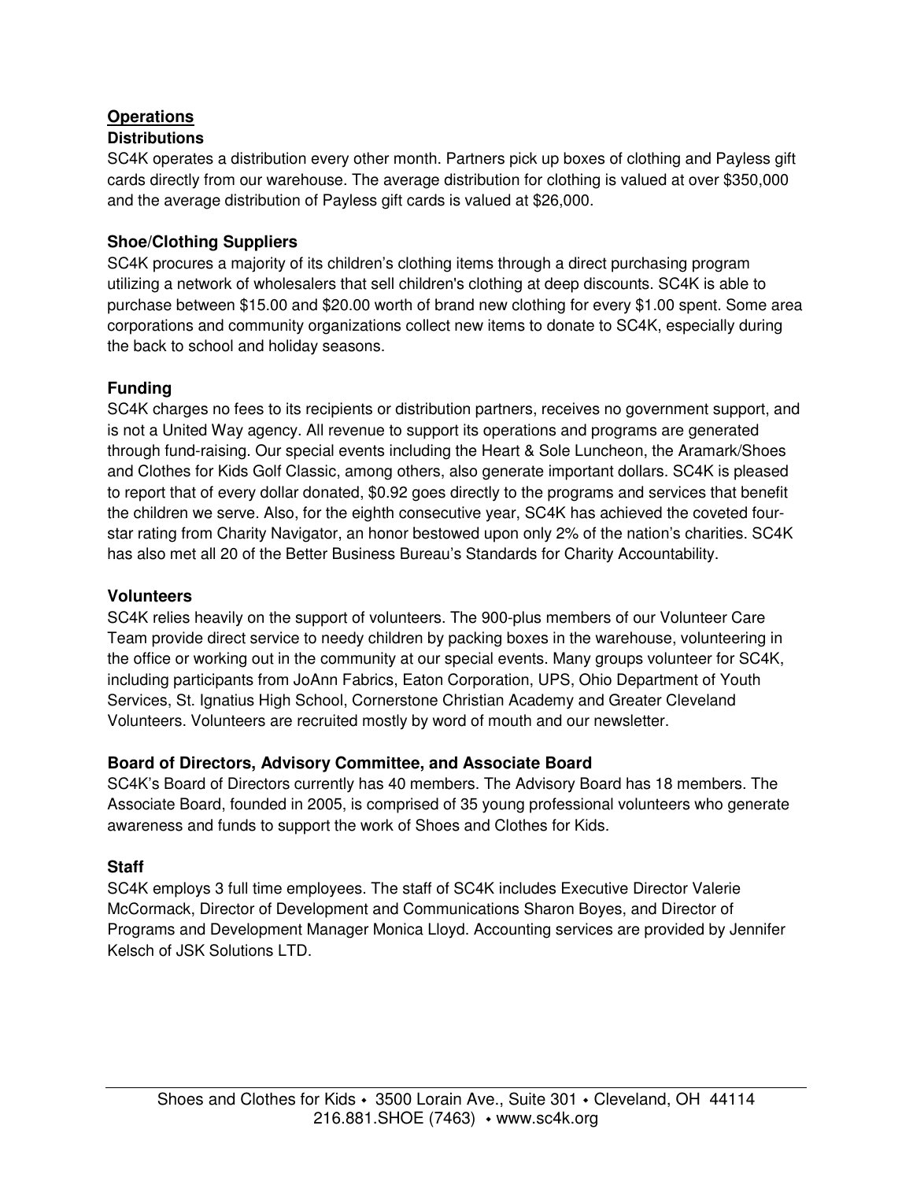## Operations

### Distributions

SC4K operates a distribution every other month. Partners pick up boxes of clothing and Payless gift cards directly from our warehouse. The average distribution for clothing is valued at over $350,000 and the average distribution of Payless gift cards is valued at $26,000.

### Shoe/Clothing Suppliers

SC4K procures a majority of its children's clothing items through a direct purchasing program utilizing a network of wholesalers that sell children's clothing at deep discounts. SC4K is able to purchase between $15.00 and $20.00 worth of brand new clothing for every $1.00 spent. Some area corporations and community organizations collect new items to donate to SC4K, especially during the back to school and holiday seasons.

### Funding

SC4K charges no fees to its recipients or distribution partners, receives no government support, and is not a United Way agency. All revenue to support its operations and programs are generated through fund-raising. Our special events including the Heart & Sole Luncheon, the Aramark/Shoes and Clothes for Kids Golf Classic, among others, also generate important dollars. SC4K is pleased to report that of every dollar donated, $0.92 goes directly to the programs and services that benefit the children we serve. Also, for the eighth consecutive year, SC4K has achieved the coveted four-star rating from Charity Navigator, an honor bestowed upon only 2% of the nation's charities. SC4K has also met all 20 of the Better Business Bureau's Standards for Charity Accountability.

### Volunteers

SC4K relies heavily on the support of volunteers. The 900-plus members of our Volunteer Care Team provide direct service to needy children by packing boxes in the warehouse, volunteering in the office or working out in the community at our special events. Many groups volunteer for SC4K, including participants from JoAnn Fabrics, Eaton Corporation, UPS, Ohio Department of Youth Services, St. Ignatius High School, Cornerstone Christian Academy and Greater Cleveland Volunteers. Volunteers are recruited mostly by word of mouth and our newsletter.

### Board of Directors, Advisory Committee, and Associate Board

SC4K's Board of Directors currently has 40 members. The Advisory Board has 18 members. The Associate Board, founded in 2005, is comprised of 35 young professional volunteers who generate awareness and funds to support the work of Shoes and Clothes for Kids.

### Staff

SC4K employs 3 full time employees. The staff of SC4K includes Executive Director Valerie McCormack, Director of Development and Communications Sharon Boyes, and Director of Programs and Development Manager Monica Lloyd. Accounting services are provided by Jennifer Kelsch of JSK Solutions LTD.